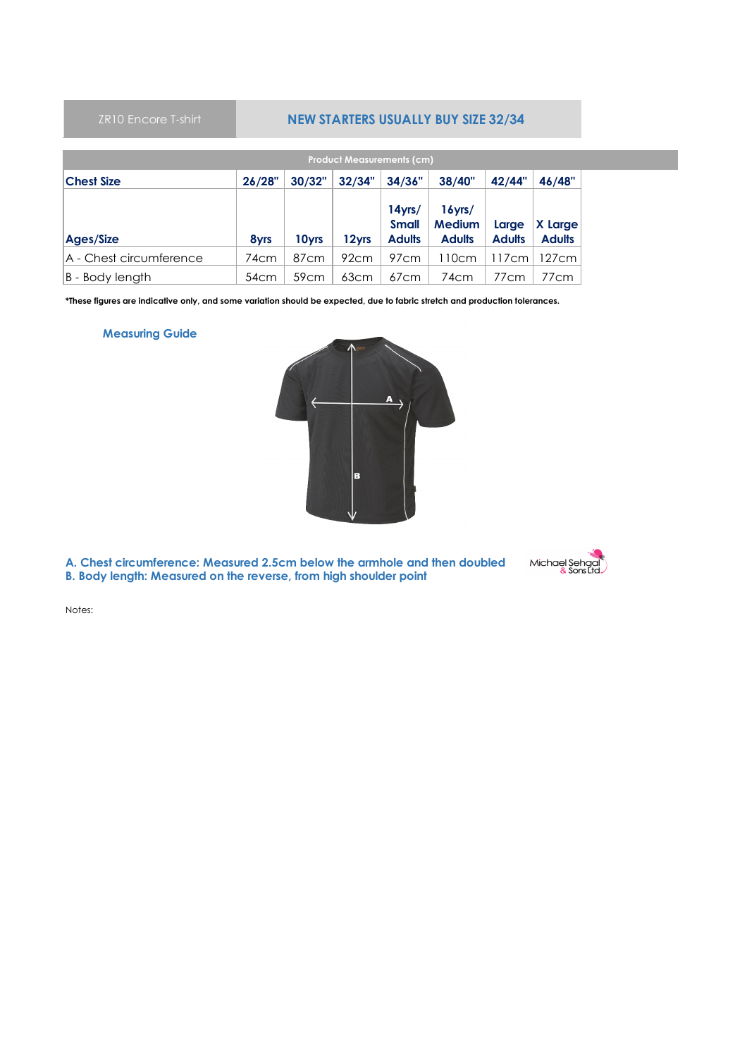ZR10 Encore T-shirt

## NEW STARTERS USUALLY BUY SIZE 32/34

| Product Measurements (cm) | | | | | | | |
|---|---|---|---|---|---|---|---|
| **Chest Size** | **26/28"** | **30/32"** | **32/34"** | **34/36"** | **38/40"** | **42/44"** | **46/48"** |
| **Ages/Size** | **8yrs** | **10yrs** | **12yrs** | **14yrs/ Small Adults** | **16yrs/ Medium Adults** | **Large Adults** | **X Large Adults** |
| A - Chest circumference | 74cm | 87cm | 92cm | 97cm | 110cm | 117cm | 127cm |
| B - Body length | 54cm | 59cm | 63cm | 67cm | 74cm | 77cm | 77cm |

**\*These figures are indicative only, and some variation should be expected, due to fabric stretch and production tolerances.**

### Measuring Guide

**A. Chest circumference: Measured 2.5cm below the armhole and then doubled**
**B. Body length: Measured on the reverse, from high shoulder point**

Michael Sehgal & Sons Ltd

Notes: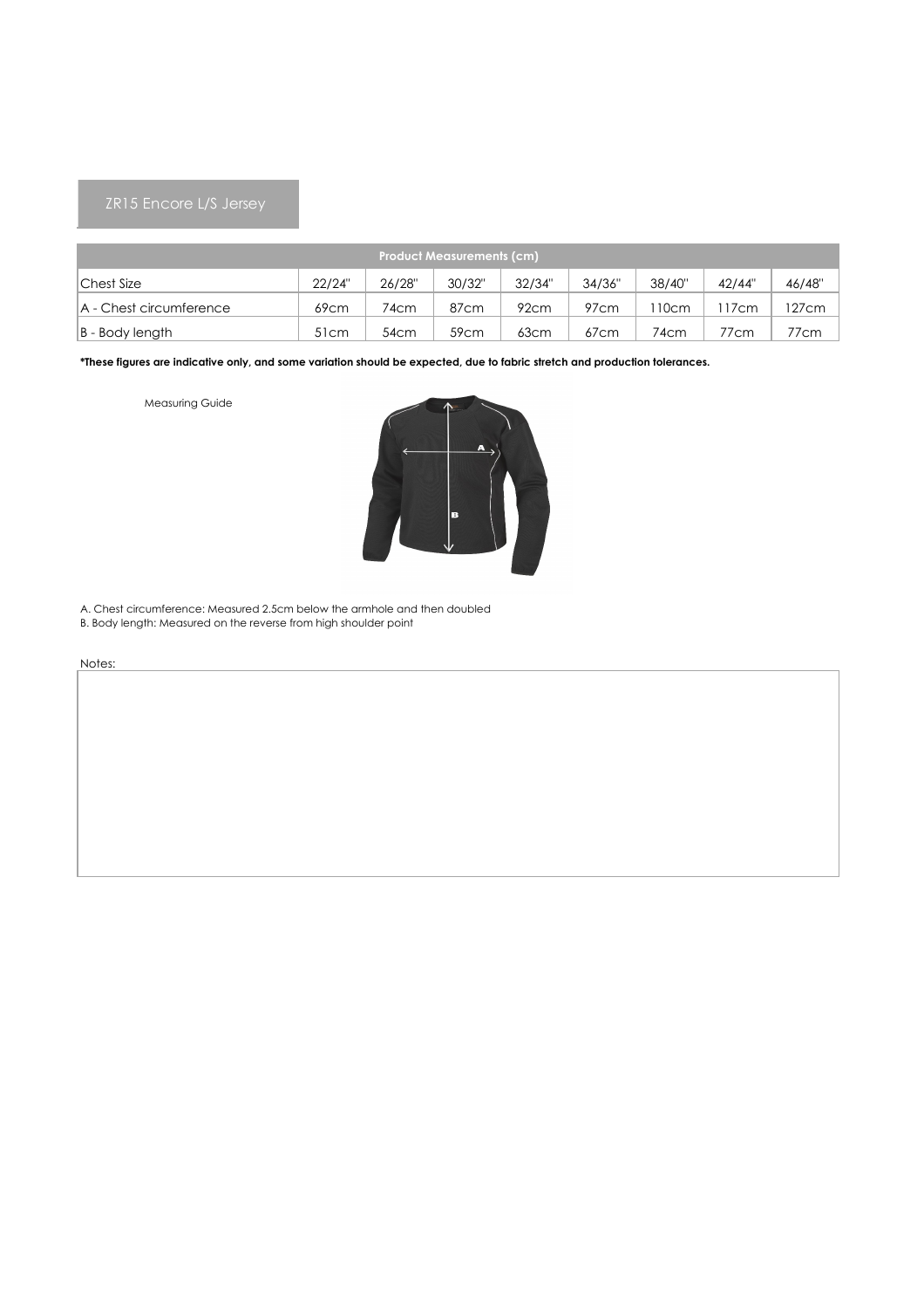## ZR15 Encore L/S Jersey

| Product Measurements (cm) | | | | | | | | |
|---|---|---|---|---|---|---|---|---|
| Chest Size | 22/24" | 26/28" | 30/32" | 32/34" | 34/36" | 38/40" | 42/44" | 46/48" |
| A - Chest circumference | 69cm | 74cm | 87cm | 92cm | 97cm | 110cm | 117cm | 127cm |
| B - Body length | 51cm | 54cm | 59cm | 63cm | 67cm | 74cm | 77cm | 77cm |

**\*These figures are indicative only, and some variation should be expected, due to fabric stretch and production tolerances.**

Measuring Guide

A. Chest circumference: Measured 2.5cm below the armhole and then doubled
B. Body length: Measured on the reverse from high shoulder point

Notes: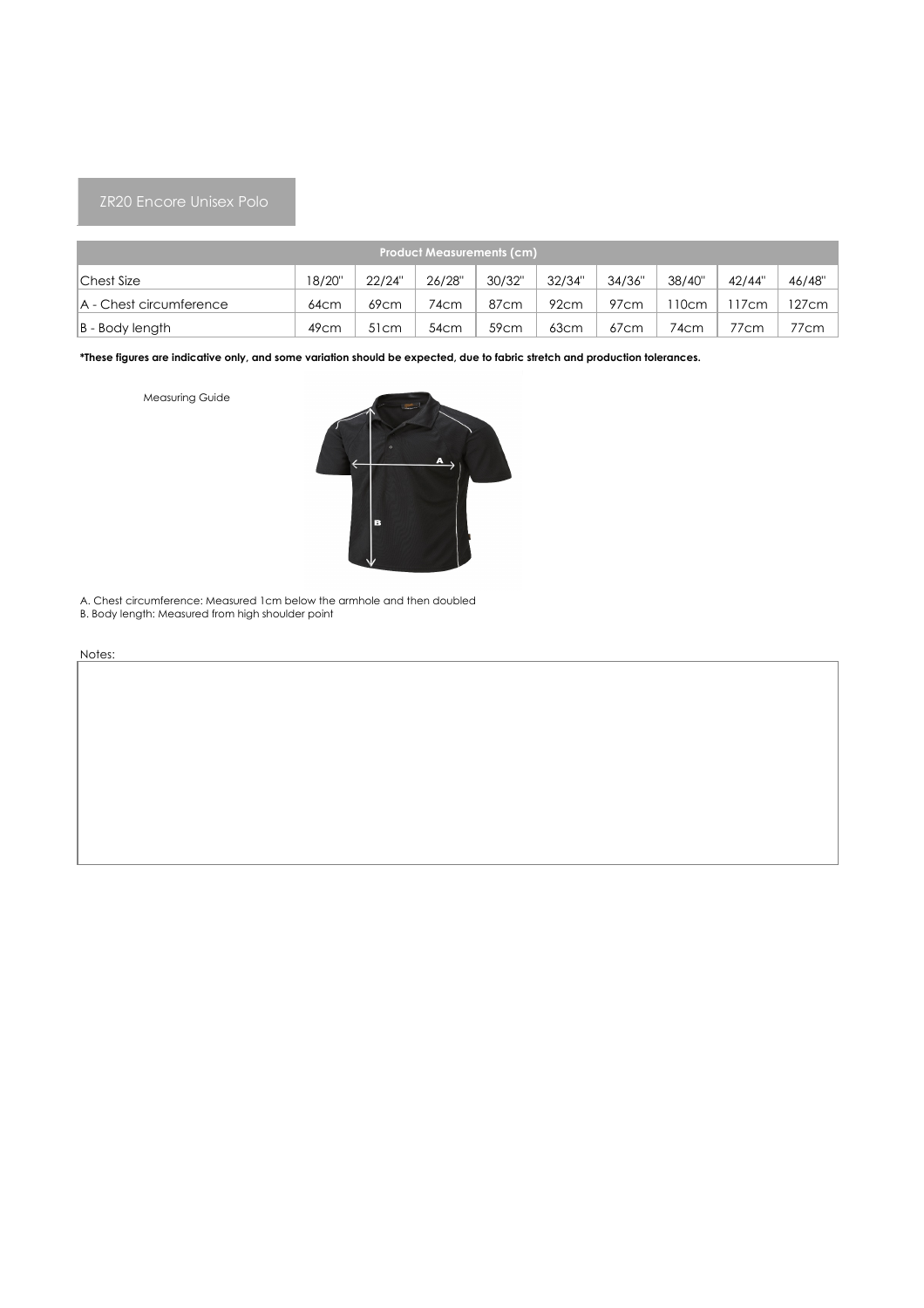## ZR20 Encore Unisex Polo

| Product Measurements (cm) | | | | | | | | | |
|---|---|---|---|---|---|---|---|---|---|
| Chest Size | 18/20" | 22/24" | 26/28" | 30/32" | 32/34" | 34/36" | 38/40" | 42/44" | 46/48" |
| A - Chest circumference | 64cm | 69cm | 74cm | 87cm | 92cm | 97cm | 110cm | 117cm | 127cm |
| B - Body length | 49cm | 51cm | 54cm | 59cm | 63cm | 67cm | 74cm | 77cm | 77cm |

***These figures are indicative only, and some variation should be expected, due to fabric stretch and production tolerances.**

Measuring Guide

A. Chest circumference: Measured 1cm below the armhole and then doubled
B. Body length: Measured from high shoulder point

Notes: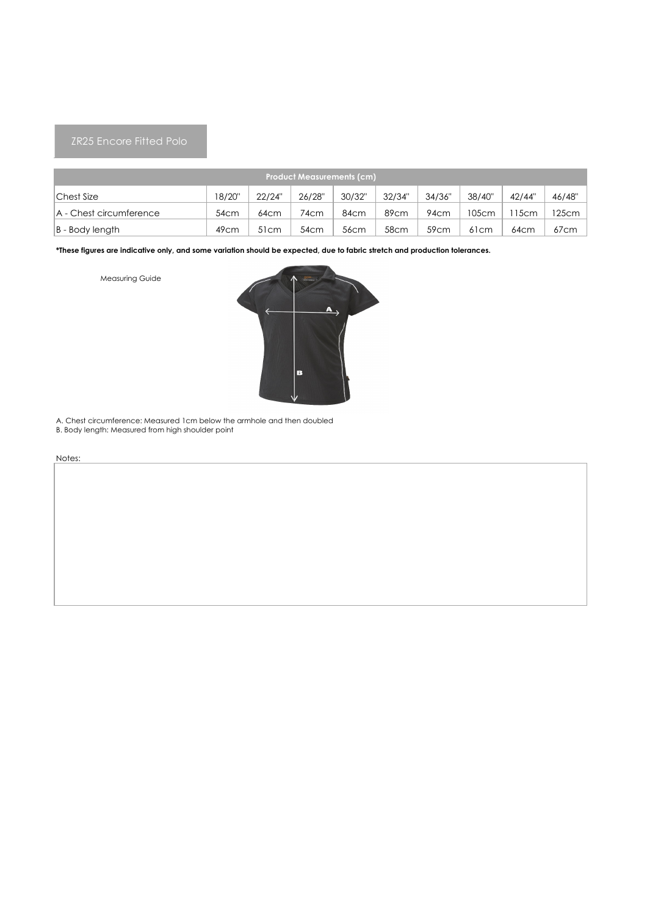## ZR25 Encore Fitted Polo

| Product Measurements (cm) | | | | | | | | | |
|---|---|---|---|---|---|---|---|---|---|
| Chest Size | 18/20" | 22/24" | 26/28" | 30/32" | 32/34" | 34/36" | 38/40" | 42/44" | 46/48" |
| A - Chest circumference | 54cm | 64cm | 74cm | 84cm | 89cm | 94cm | 105cm | 115cm | 125cm |
| B - Body length | 49cm | 51cm | 54cm | 56cm | 58cm | 59cm | 61cm | 64cm | 67cm |

**\*These figures are indicative only, and some variation should be expected, due to fabric stretch and production tolerances.**

Measuring Guide

A. Chest circumference: Measured 1cm below the armhole and then doubled
B. Body length: Measured from high shoulder point

Notes: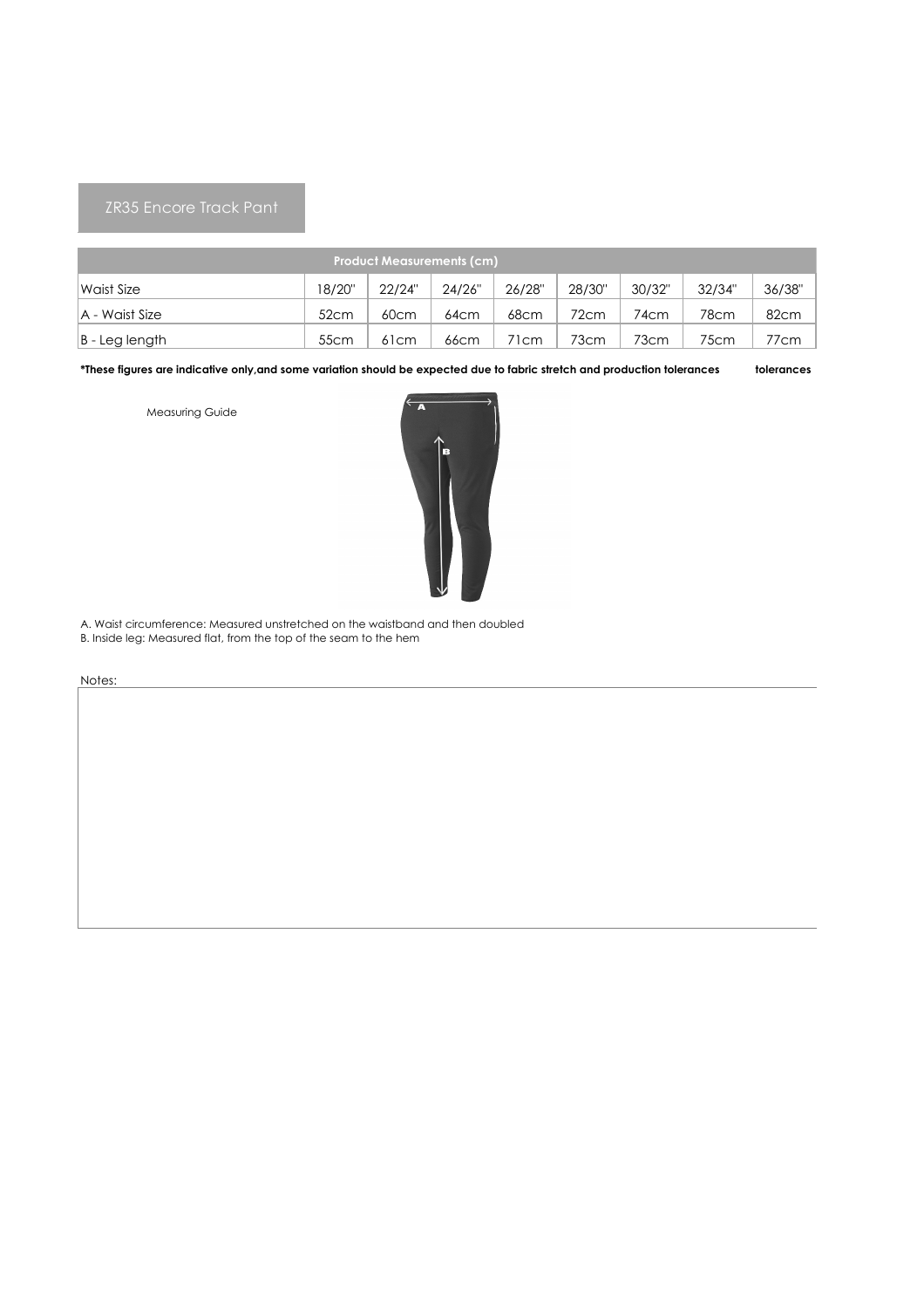## ZR35 Encore Track Pant

| Product Measurements (cm) | | | | | | | | |
|---|---|---|---|---|---|---|---|---|
| Waist Size | 18/20" | 22/24" | 24/26" | 26/28" | 28/30" | 30/32" | 32/34" | 36/38" |
| A - Waist Size | 52cm | 60cm | 64cm | 68cm | 72cm | 74cm | 78cm | 82cm |
| B - Leg length | 55cm | 61cm | 66cm | 71cm | 73cm | 73cm | 75cm | 77cm |

**\*These figures are indicative only,and some variation should be expected due to fabric stretch and production tolerances tolerances**

Measuring Guide

A. Waist circumference: Measured unstretched on the waistband and then doubled
B. Inside leg: Measured flat, from the top of the seam to the hem

Notes: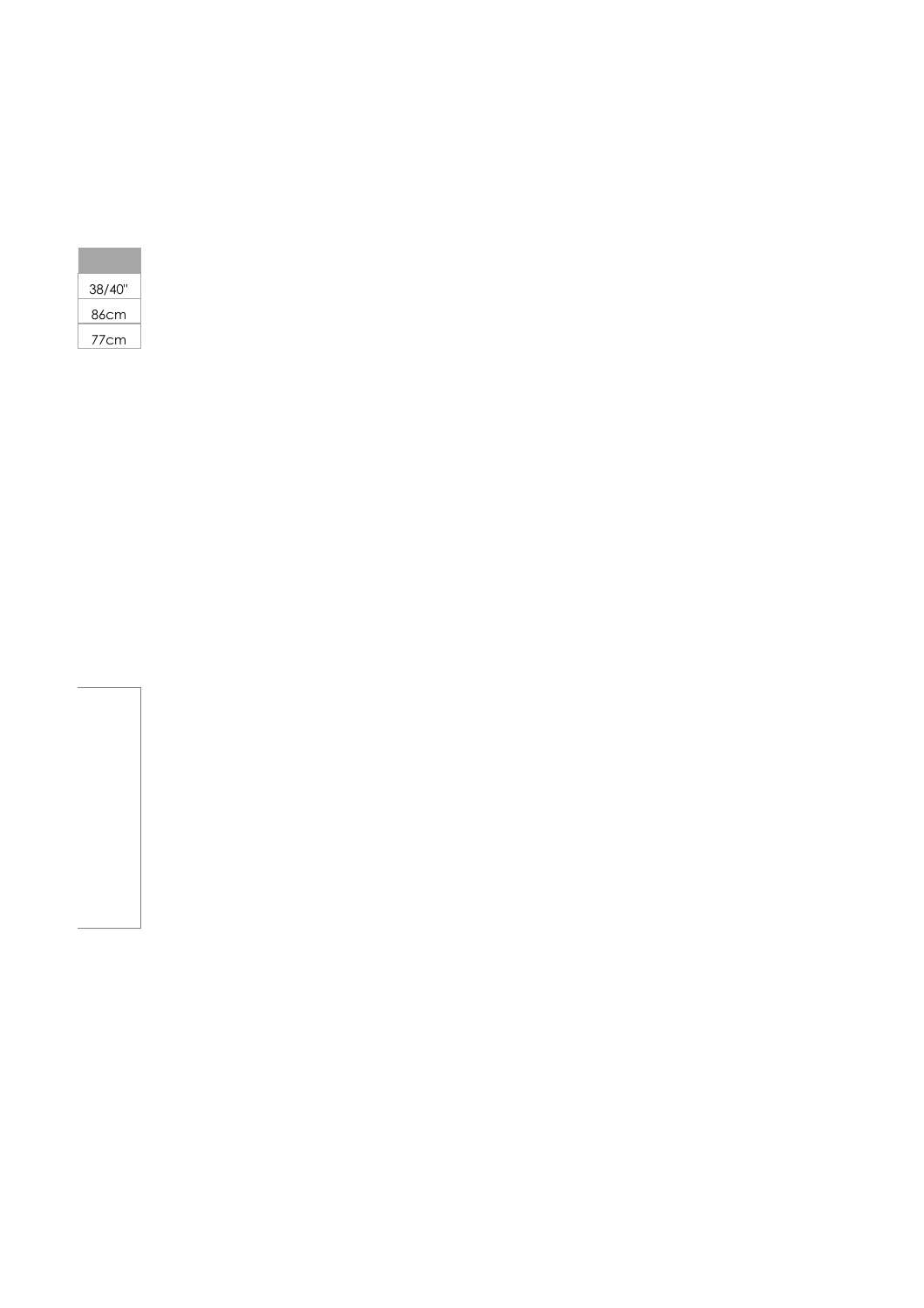| |
|---|
| 38/40" |
| 86cm |
| 77cm |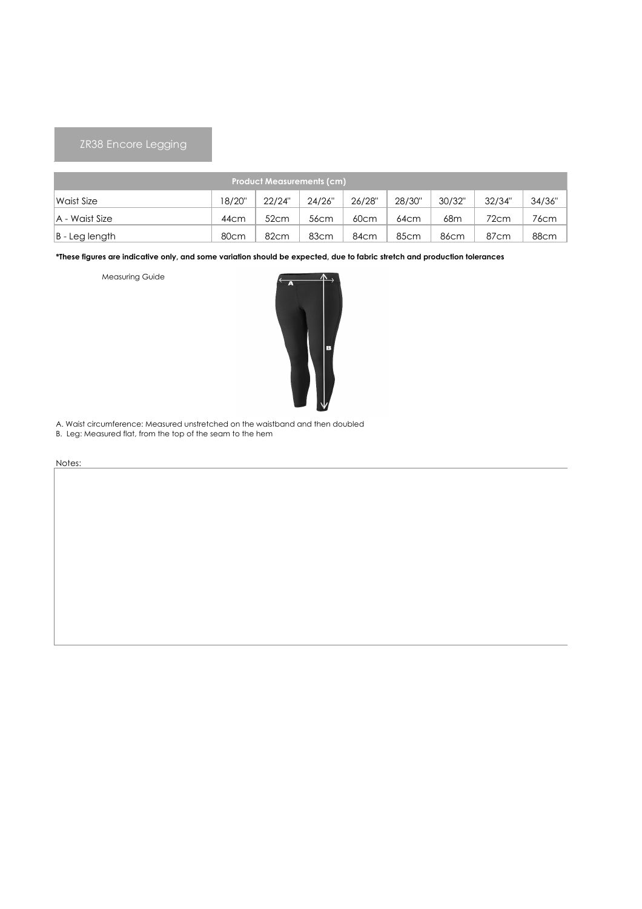## ZR38 Encore Legging

| Product Measurements (cm) | | | | | | | | |
|---|---|---|---|---|---|---|---|---|
| Waist Size | 18/20" | 22/24" | 24/26" | 26/28" | 28/30" | 30/32" | 32/34" | 34/36" |
| A - Waist Size | 44cm | 52cm | 56cm | 60cm | 64cm | 68m | 72cm | 76cm |
| B - Leg length | 80cm | 82cm | 83cm | 84cm | 85cm | 86cm | 87cm | 88cm |

***These figures are indicative only, and some variation should be expected, due to fabric stretch and production tolerances**

Measuring Guide

A. Waist circumference: Measured unstretched on the waistband and then doubled
B. Leg: Measured flat, from the top of the seam to the hem

Notes: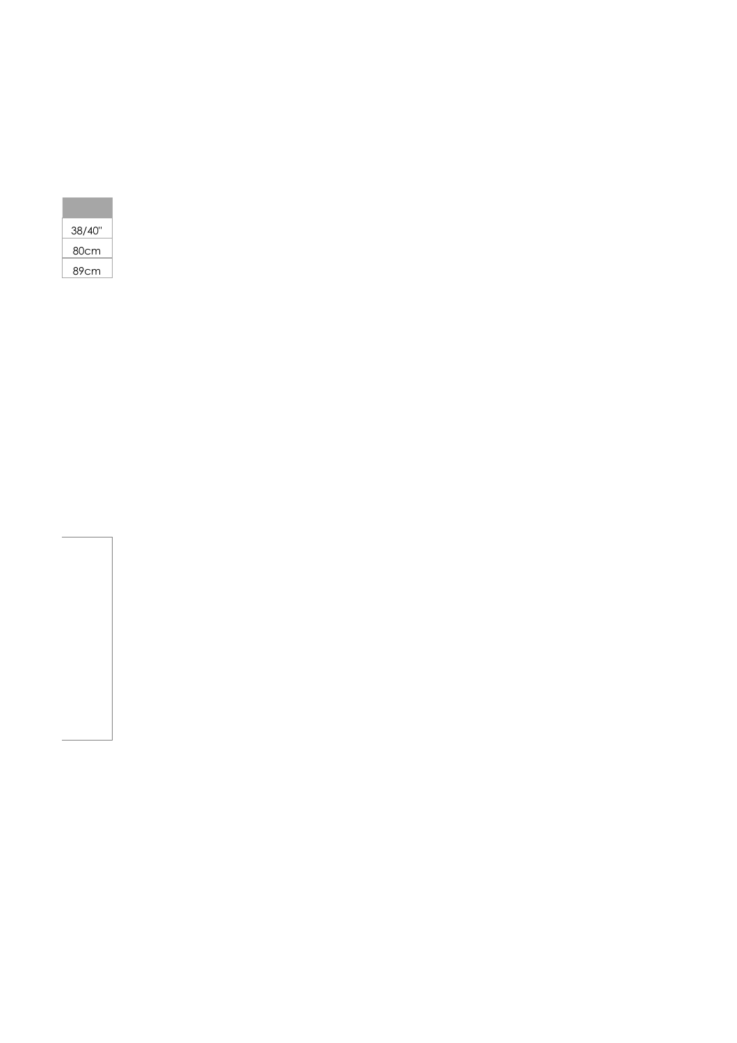| |
|---|
| 38/40" |
| 80cm |
| 89cm |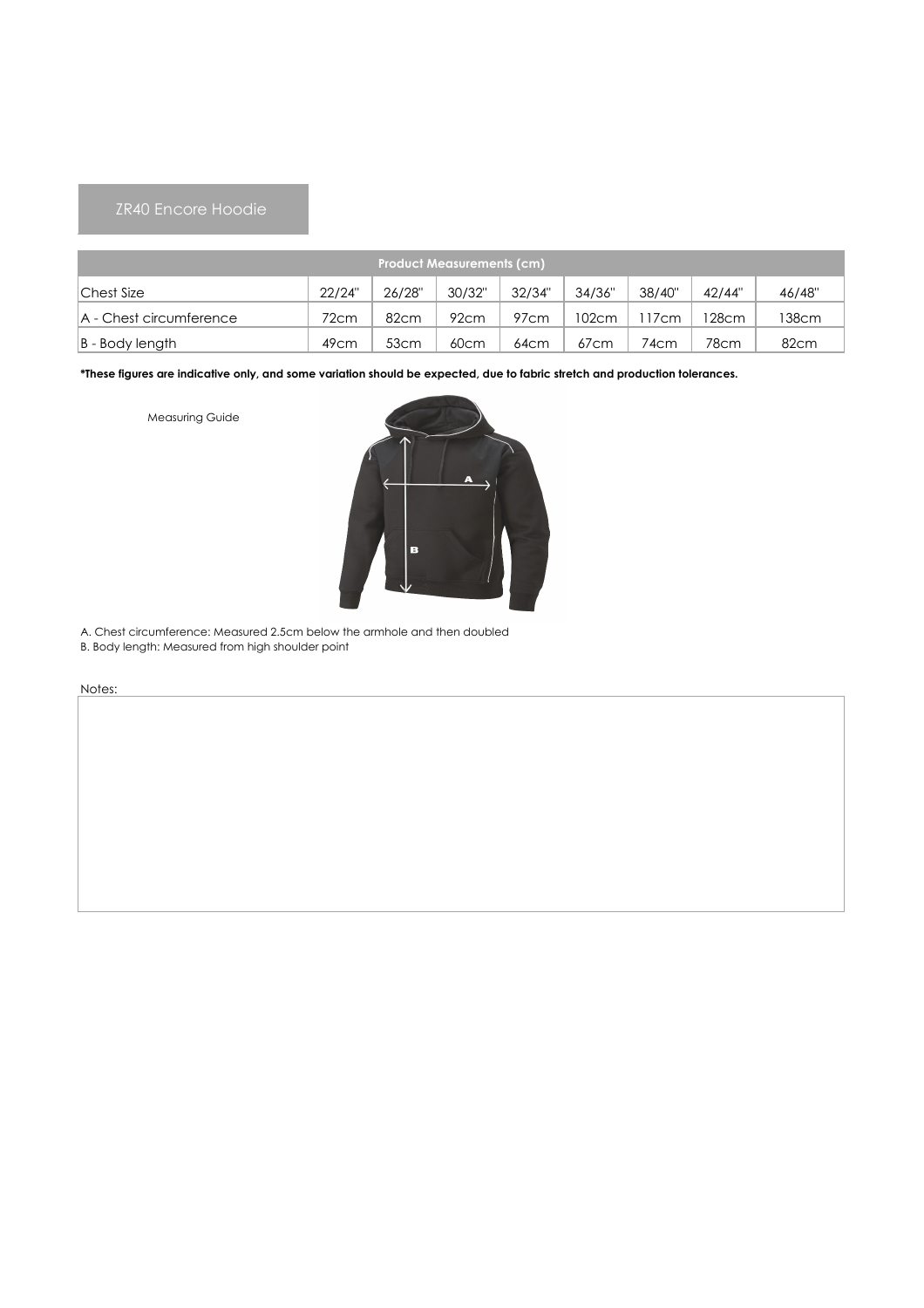## ZR40 Encore Hoodie

| Product Measurements (cm) | | | | | | | | |
|---|---|---|---|---|---|---|---|---|
| Chest Size | 22/24" | 26/28" | 30/32" | 32/34" | 34/36" | 38/40" | 42/44" | 46/48" |
| A - Chest circumference | 72cm | 82cm | 92cm | 97cm | 102cm | 117cm | 128cm | 138cm |
| B - Body length | 49cm | 53cm | 60cm | 64cm | 67cm | 74cm | 78cm | 82cm |

**\*These figures are indicative only, and some variation should be expected, due to fabric stretch and production tolerances.**

Measuring Guide

A. Chest circumference: Measured 2.5cm below the armhole and then doubled
B. Body length: Measured from high shoulder point

Notes: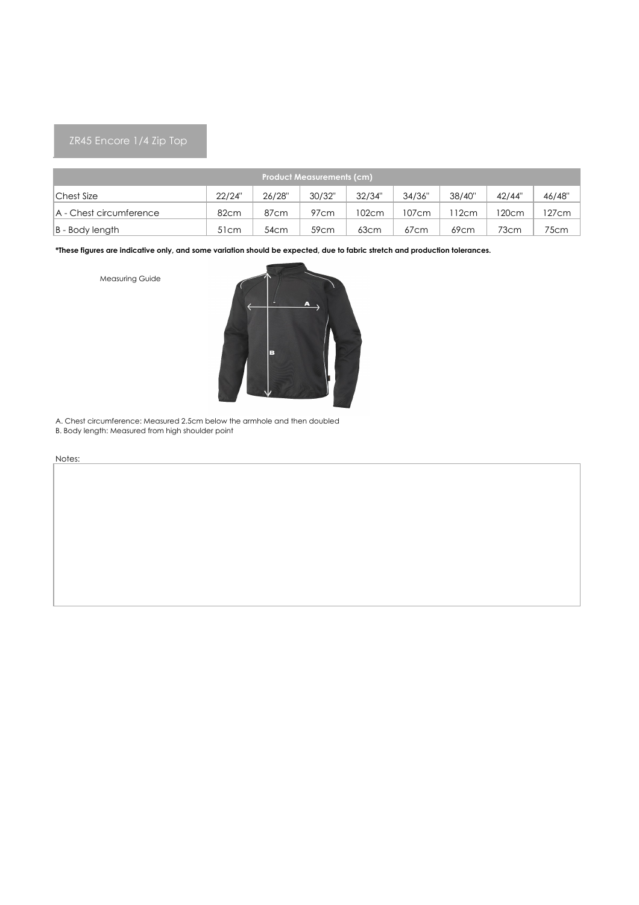## ZR45 Encore 1/4 Zip Top

| Product Measurements (cm) | | | | | | | | |
|---|---|---|---|---|---|---|---|---|
| Chest Size | 22/24" | 26/28" | 30/32" | 32/34" | 34/36" | 38/40" | 42/44" | 46/48" |
| A - Chest circumference | 82cm | 87cm | 97cm | 102cm | 107cm | 112cm | 120cm | 127cm |
| B - Body length | 51cm | 54cm | 59cm | 63cm | 67cm | 69cm | 73cm | 75cm |

**\*These figures are indicative only, and some variation should be expected, due to fabric stretch and production tolerances.**

Measuring Guide

A. Chest circumference: Measured 2.5cm below the armhole and then doubled
B. Body length: Measured from high shoulder point

Notes: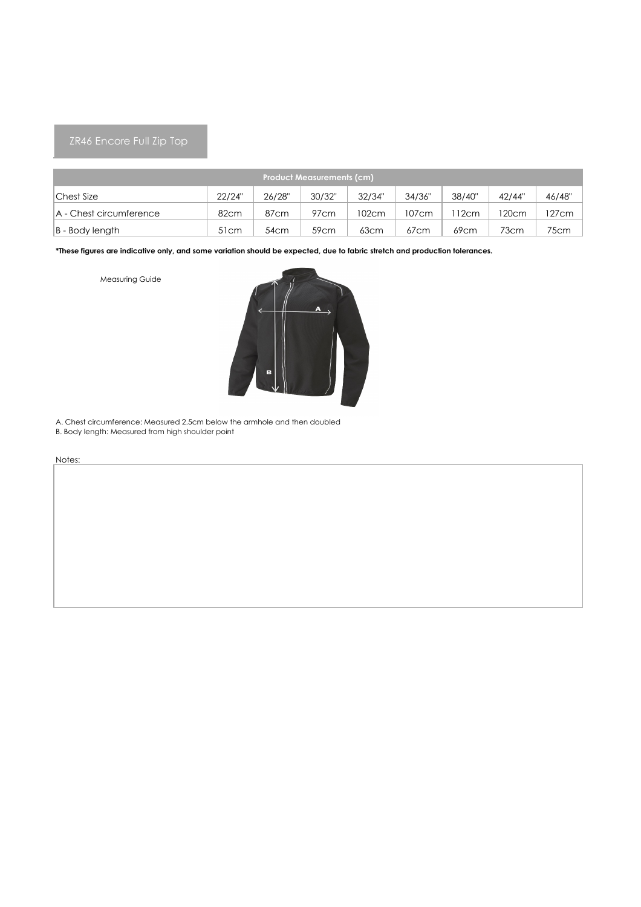# ZR46 Encore Full Zip Top

| Product Measurements (cm) | | | | | | | | |
|---|---|---|---|---|---|---|---|---|
| Chest Size | 22/24" | 26/28" | 30/32" | 32/34" | 34/36" | 38/40" | 42/44" | 46/48" |
| A - Chest circumference | 82cm | 87cm | 97cm | 102cm | 107cm | 112cm | 120cm | 127cm |
| B - Body length | 51cm | 54cm | 59cm | 63cm | 67cm | 69cm | 73cm | 75cm |

**\*These figures are indicative only, and some variation should be expected, due to fabric stretch and production tolerances.**

Measuring Guide

A. Chest circumference: Measured 2.5cm below the armhole and then doubled
B. Body length: Measured from high shoulder point

Notes: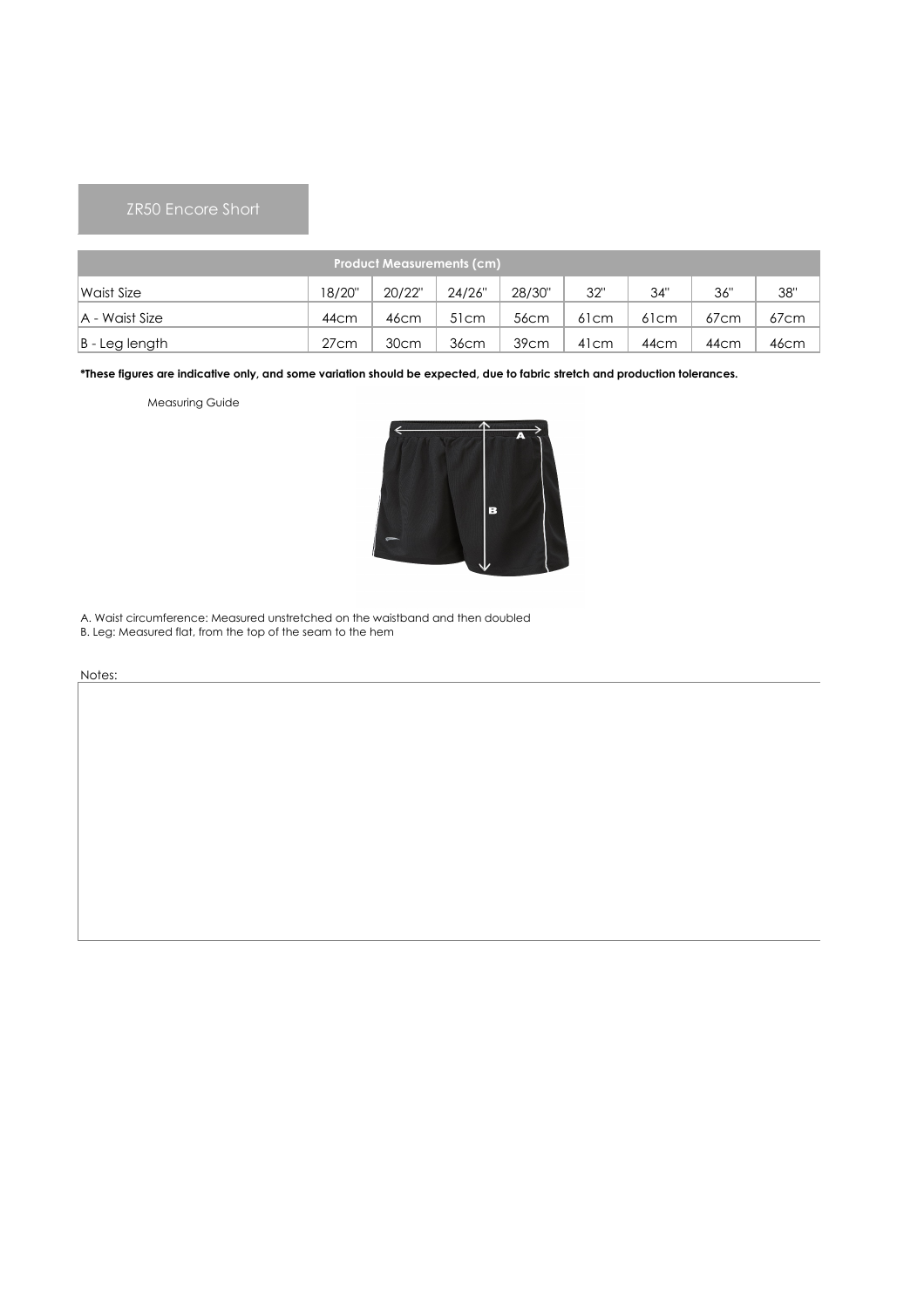## ZR50 Encore Short

| Product Measurements (cm) | | | | | | | | |
|---|---|---|---|---|---|---|---|---|
| Waist Size | 18/20" | 20/22" | 24/26" | 28/30" | 32" | 34" | 36" | 38" |
| A - Waist Size | 44cm | 46cm | 51cm | 56cm | 61cm | 61cm | 67cm | 67cm |
| B - Leg length | 27cm | 30cm | 36cm | 39cm | 41cm | 44cm | 44cm | 46cm |

**\*These figures are indicative only, and some variation should be expected, due to fabric stretch and production tolerances.**

Measuring Guide

A. Waist circumference: Measured unstretched on the waistband and then doubled
B. Leg: Measured flat, from the top of the seam to the hem

Notes: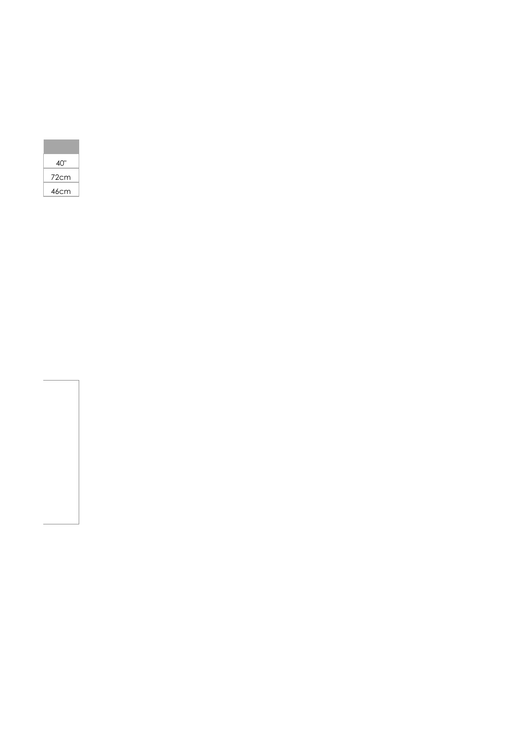| |
|---|
| 40" |
| 72cm |
| 46cm |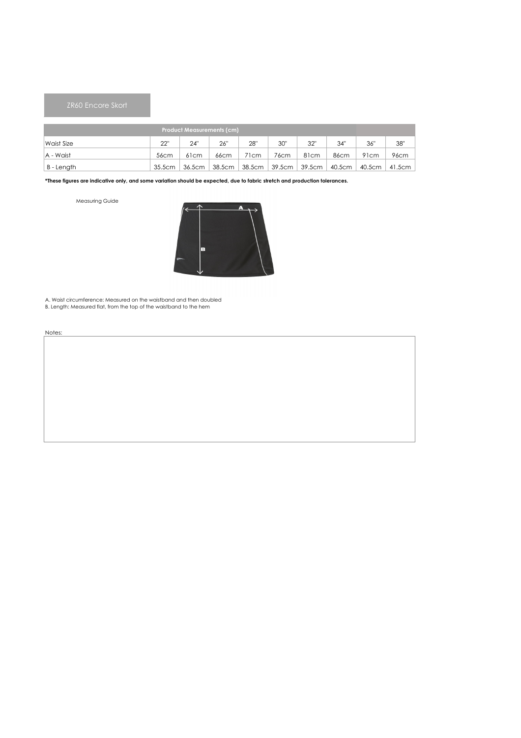## ZR60 Encore Skort

| Product Measurements (cm) | | | | | | | | | |
|---|---|---|---|---|---|---|---|---|---|
| Waist Size | 22" | 24" | 26" | 28" | 30" | 32" | 34" | 36" | 38" |
| A - Waist | 56cm | 61cm | 66cm | 71cm | 76cm | 81cm | 86cm | 91cm | 96cm |
| B - Length | 35.5cm | 36.5cm | 38.5cm | 38.5cm | 39.5cm | 39.5cm | 40.5cm | 40.5cm | 41.5cm |

**\*These figures are indicative only, and some variation should be expected, due to fabric stretch and production tolerances.**

Measuring Guide

A

B

A. Waist circumference: Measured on the waistband and then doubled
B. Length: Measured flat, from the top of the waistband to the hem

Notes: